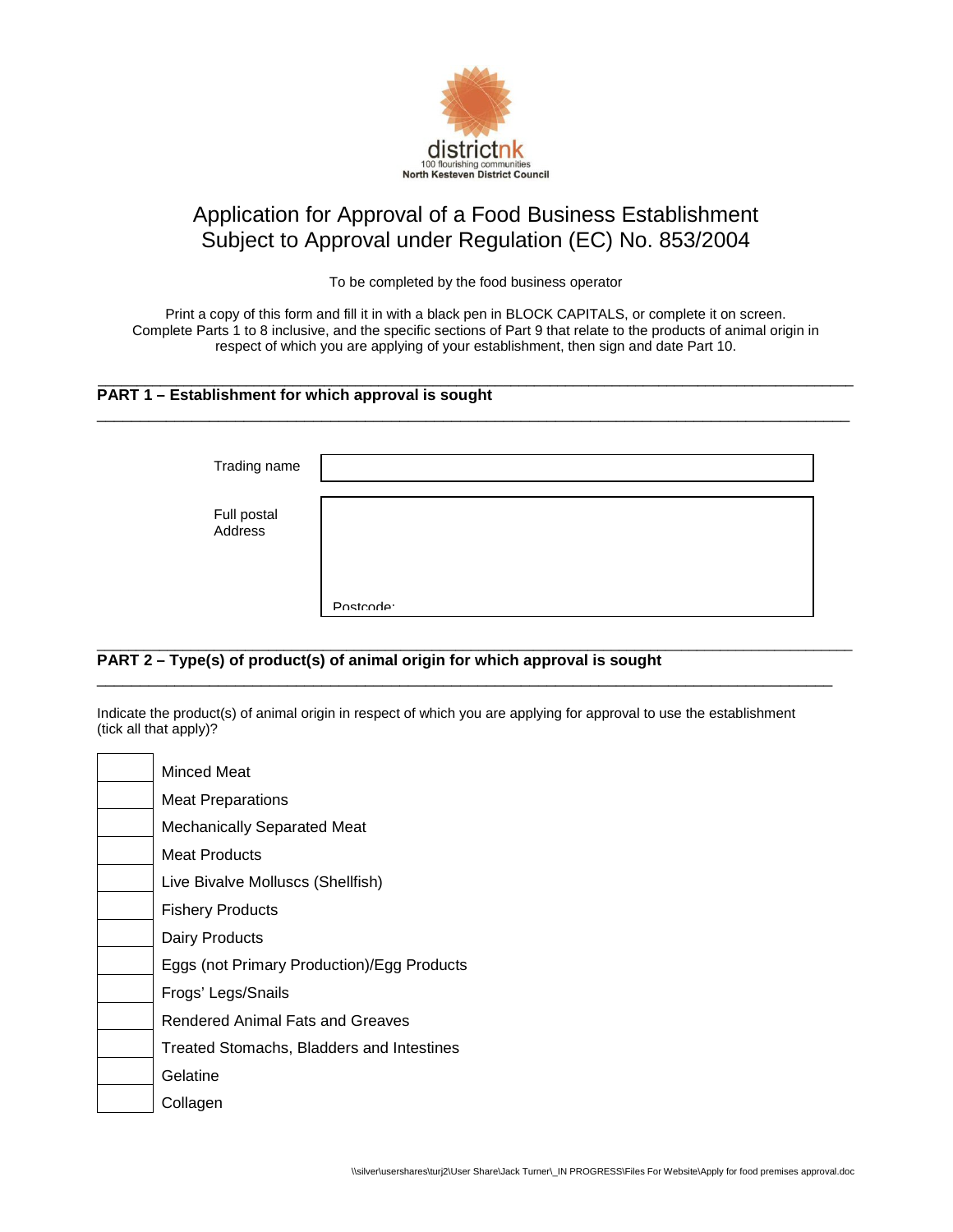districtnk
100 flourishing communities
North Kesteven District Council

# Application for Approval of a Food Business Establishment Subject to Approval under Regulation (EC) No. 853/2004

To be completed by the food business operator

Print a copy of this form and fill it in with a black pen in BLOCK CAPITALS, or complete it on screen. Complete Parts 1 to 8 inclusive, and the specific sections of Part 9 that relate to the products of animal origin in respect of which you are applying of your establishment, then sign and date Part 10.

## PART 1 – Establishment for which approval is sought

| | |
|---|---|
| Trading name | |
| Full postal Address | Postcode: |

## PART 2 – Type(s) of product(s) of animal origin for which approval is sought

Indicate the product(s) of animal origin in respect of which you are applying for approval to use the establishment (tick all that apply)?

| | |
|---|---|
| | Minced Meat |
| | Meat Preparations |
| | Mechanically Separated Meat |
| | Meat Products |
| | Live Bivalve Molluscs (Shellfish) |
| | Fishery Products |
| | Dairy Products |
| | Eggs (not Primary Production)/Egg Products |
| | Frogs' Legs/Snails |
| | Rendered Animal Fats and Greaves |
| | Treated Stomachs, Bladders and Intestines |
| | Gelatine |
| | Collagen |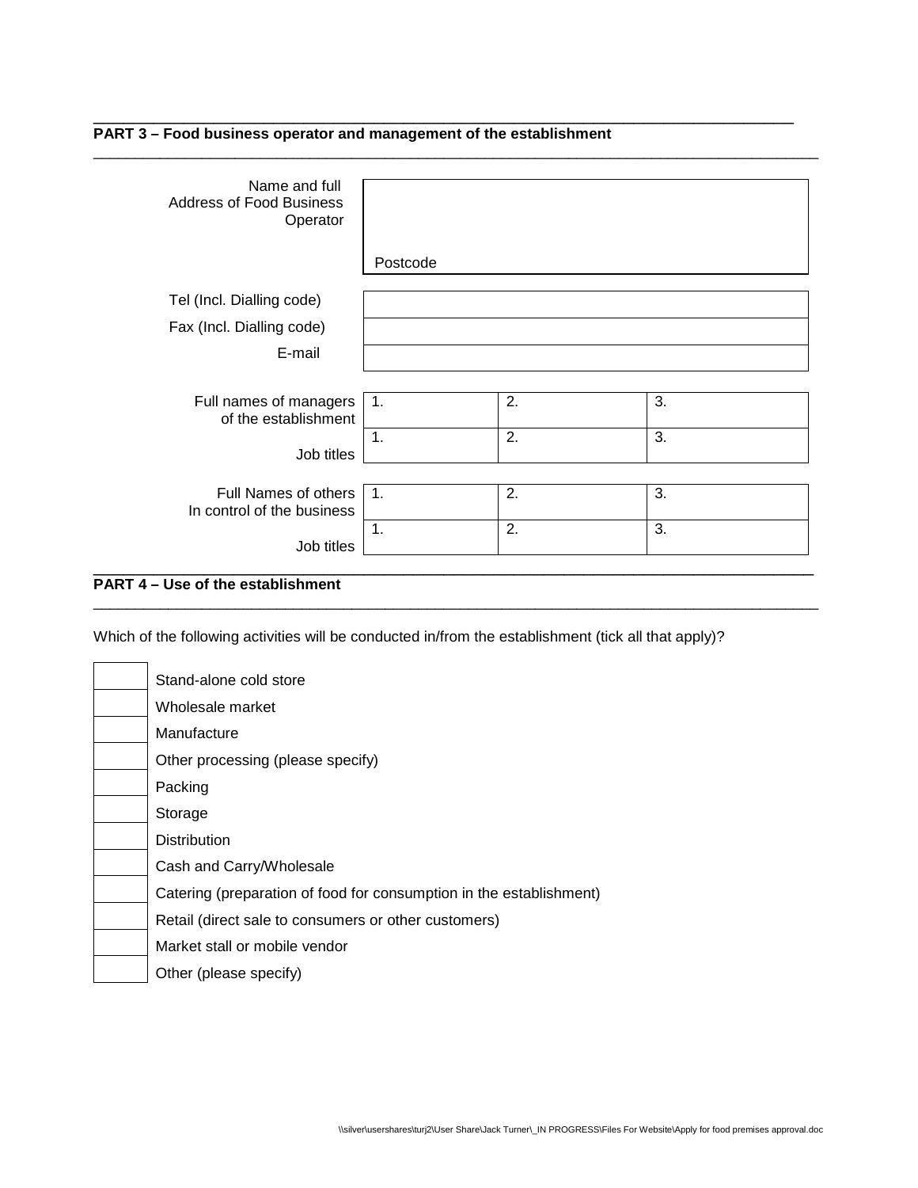## PART 3 – Food business operator and management of the establishment

| | |
|---|---|
| Name and full Address of Food Business Operator | Postcode |
| Tel (Incl. Dialling code) | |
| Fax (Incl. Dialling code) | |
| E-mail | |

| | | | |
|---|---|---|---|
| Full names of managers of the establishment | 1. | 2. | 3. |
| Job titles | 1. | 2. | 3. |

| | | | |
|---|---|---|---|
| Full Names of others In control of the business | 1. | 2. | 3. |
| Job titles | 1. | 2. | 3. |

## PART 4 – Use of the establishment

Which of the following activities will be conducted in/from the establishment (tick all that apply)?

| | |
|---|---|
| ☐ | Stand-alone cold store |
| ☐ | Wholesale market |
| ☐ | Manufacture |
| ☐ | Other processing (please specify) |
| ☐ | Packing |
| ☐ | Storage |
| ☐ | Distribution |
| ☐ | Cash and Carry/Wholesale |
| ☐ | Catering (preparation of food for consumption in the establishment) |
| ☐ | Retail (direct sale to consumers or other customers) |
| ☐ | Market stall or mobile vendor |
| ☐ | Other (please specify) |

\\silver\usershares\turj2\User Share\Jack Turner\_IN PROGRESS\Files For Website\Apply for food premises approval.doc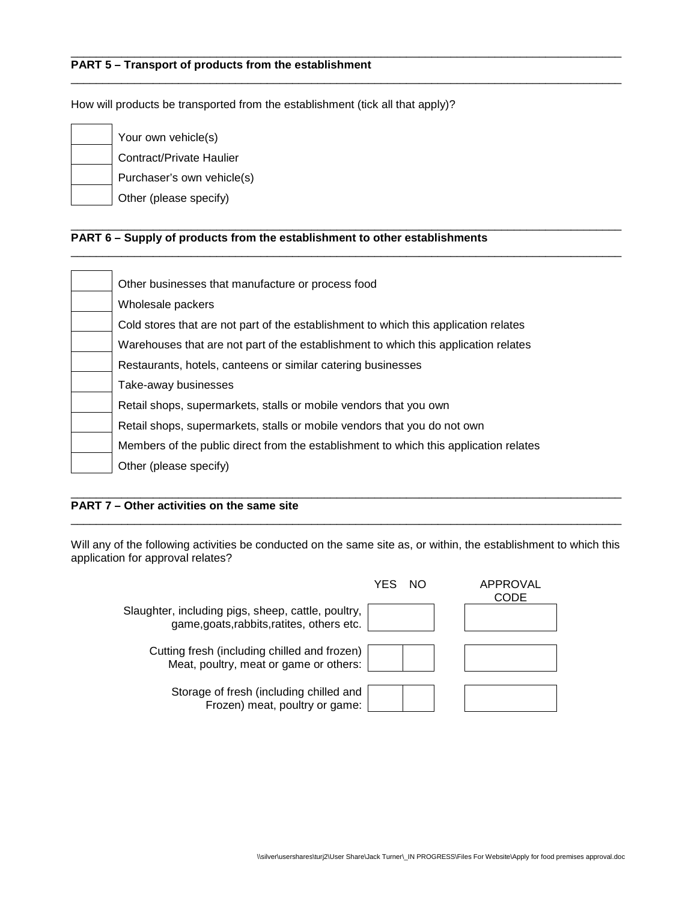## PART 5 – Transport of products from the establishment

How will products be transported from the establishment (tick all that apply)?

| | |
|---|---|
| | Your own vehicle(s) |
| | Contract/Private Haulier |
| | Purchaser's own vehicle(s) |
| | Other (please specify) |

## PART 6 – Supply of products from the establishment to other establishments

| | |
|---|---|
| | Other businesses that manufacture or process food |
| | Wholesale packers |
| | Cold stores that are not part of the establishment to which this application relates |
| | Warehouses that are not part of the establishment to which this application relates |
| | Restaurants, hotels, canteens or similar catering businesses |
| | Take-away businesses |
| | Retail shops, supermarkets, stalls or mobile vendors that you own |
| | Retail shops, supermarkets, stalls or mobile vendors that you do not own |
| | Members of the public direct from the establishment to which this application relates |
| | Other (please specify) |

## PART 7 – Other activities on the same site

Will any of the following activities be conducted on the same site as, or within, the establishment to which this application for approval relates?

| | YES | NO | APPROVAL CODE |
|---|---|---|---|
| Slaughter, including pigs, sheep, cattle, poultry, game,goats,rabbits,ratites, others etc. | | | |
| Cutting fresh (including chilled and frozen) Meat, poultry, meat or game or others: | | | |
| Storage of fresh (including chilled and Frozen) meat, poultry or game: | | | |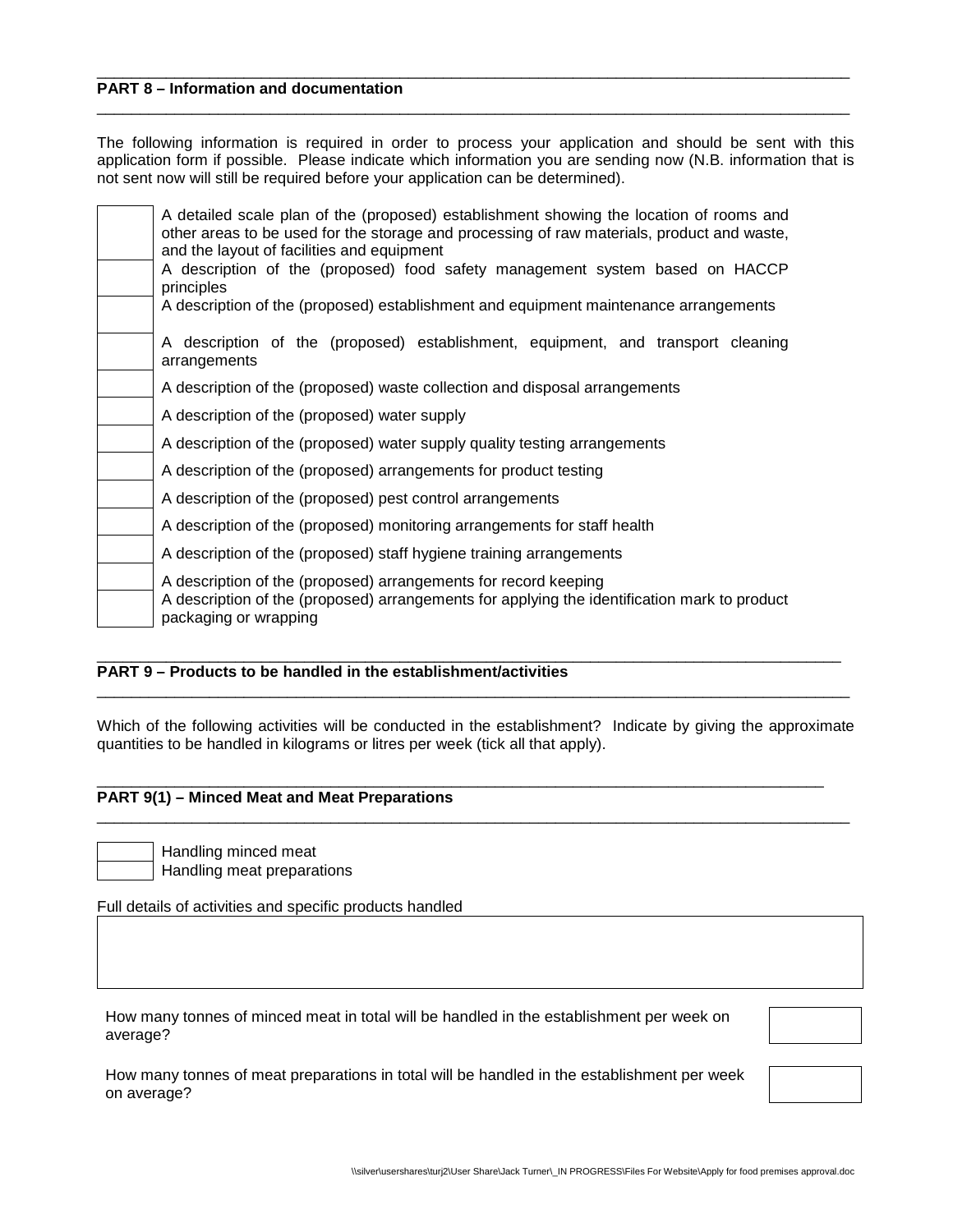## PART 8 – Information and documentation

The following information is required in order to process your application and should be sent with this application form if possible. Please indicate which information you are sending now (N.B. information that is not sent now will still be required before your application can be determined).

| | |
|---|---|
| | A detailed scale plan of the (proposed) establishment showing the location of rooms and other areas to be used for the storage and processing of raw materials, product and waste, and the layout of facilities and equipment |
| | A description of the (proposed) food safety management system based on HACCP principles |
| | A description of the (proposed) establishment and equipment maintenance arrangements |
| | A description of the (proposed) establishment, equipment, and transport cleaning arrangements |
| | A description of the (proposed) waste collection and disposal arrangements |
| | A description of the (proposed) water supply |
| | A description of the (proposed) water supply quality testing arrangements |
| | A description of the (proposed) arrangements for product testing |
| | A description of the (proposed) pest control arrangements |
| | A description of the (proposed) monitoring arrangements for staff health |
| | A description of the (proposed) staff hygiene training arrangements |
| | A description of the (proposed) arrangements for record keeping |
| | A description of the (proposed) arrangements for applying the identification mark to product packaging or wrapping |

## PART 9 – Products to be handled in the establishment/activities

Which of the following activities will be conducted in the establishment? Indicate by giving the approximate quantities to be handled in kilograms or litres per week (tick all that apply).

### PART 9(1) – Minced Meat and Meat Preparations

| | |
|---|---|
| | Handling minced meat |
| | Handling meat preparations |

Full details of activities and specific products handled

| |
|---|
| |

| | |
|---|---|
| How many tonnes of minced meat in total will be handled in the establishment per week on average? | |
| How many tonnes of meat preparations in total will be handled in the establishment per week on average? | |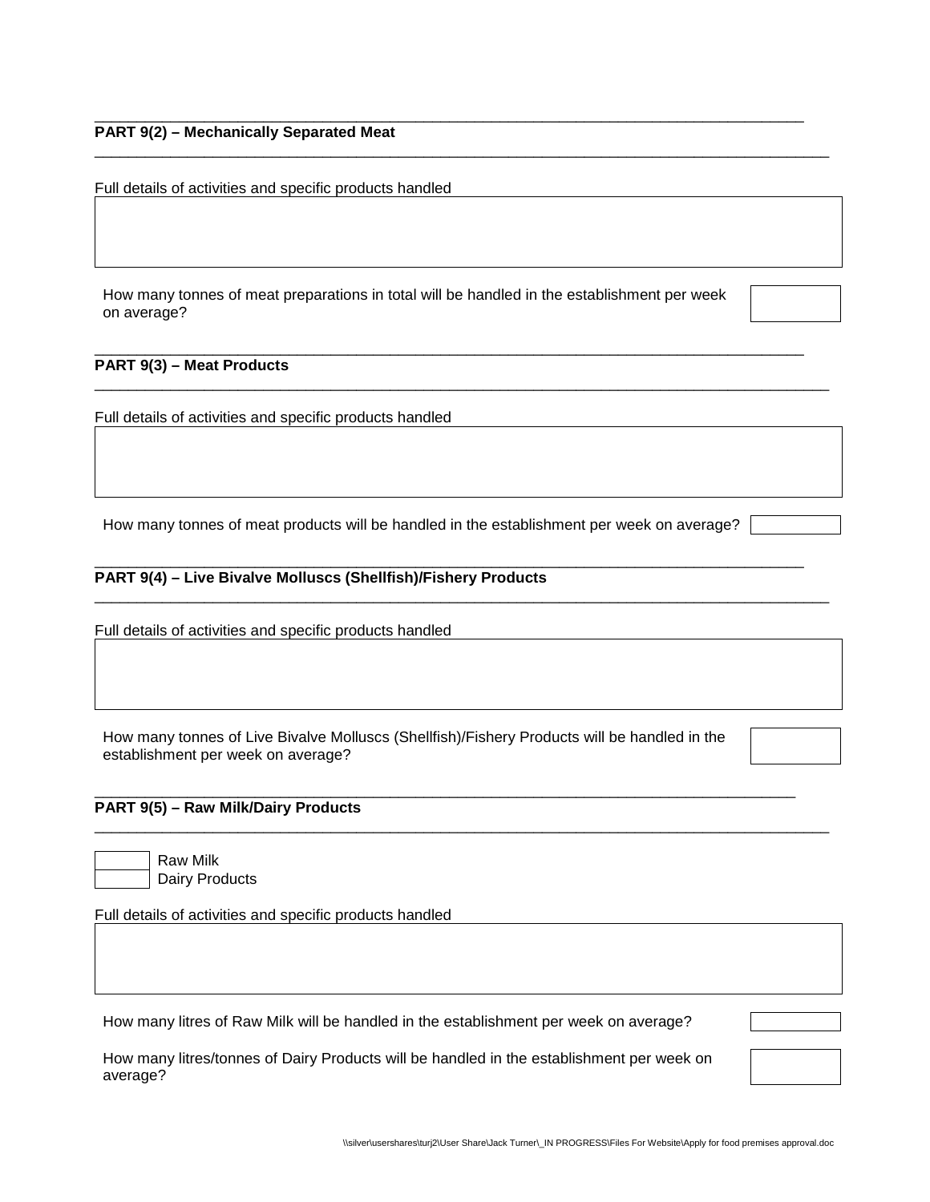## PART 9(2) – Mechanically Separated Meat

Full details of activities and specific products handled

| |
|---|
| |

How many tonnes of meat preparations in total will be handled in the establishment per week on average? [ ]

## PART 9(3) – Meat Products

Full details of activities and specific products handled

| |
|---|
| |

How many tonnes of meat products will be handled in the establishment per week on average? [ ]

## PART 9(4) – Live Bivalve Molluscs (Shellfish)/Fishery Products

Full details of activities and specific products handled

| |
|---|
| |

How many tonnes of Live Bivalve Molluscs (Shellfish)/Fishery Products will be handled in the establishment per week on average? [ ]

## PART 9(5) – Raw Milk/Dairy Products

[ ] Raw Milk
[ ] Dairy Products

Full details of activities and specific products handled

| |
|---|
| |

How many litres of Raw Milk will be handled in the establishment per week on average? [ ]

How many litres/tonnes of Dairy Products will be handled in the establishment per week on average? [ ]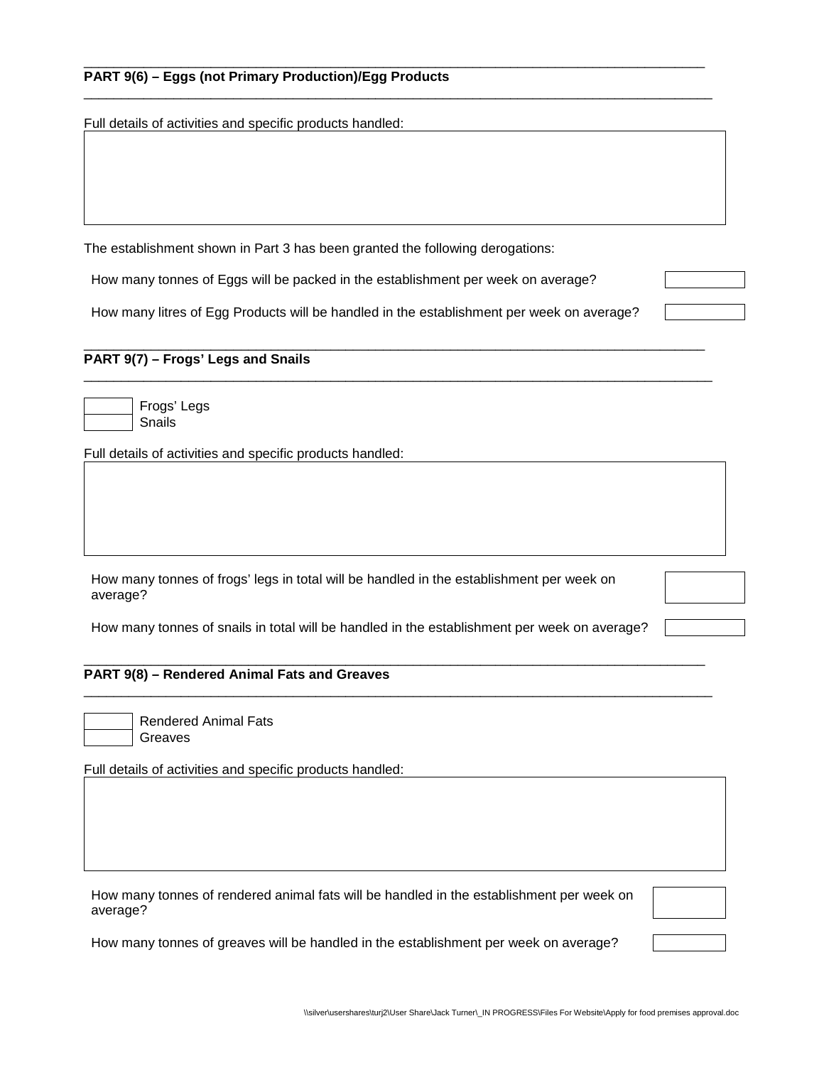## PART 9(6) – Eggs (not Primary Production)/Egg Products

Full details of activities and specific products handled:

| |
|---|
| |

The establishment shown in Part 3 has been granted the following derogations:

| | |
|---|---|
| How many tonnes of Eggs will be packed in the establishment per week on average? | |
| How many litres of Egg Products will be handled in the establishment per week on average? | |

## PART 9(7) – Frogs' Legs and Snails

| | |
|---|---|
| | Frogs' Legs |
| | Snails |

Full details of activities and specific products handled:

| |
|---|
| |

| | |
|---|---|
| How many tonnes of frogs' legs in total will be handled in the establishment per week on average? | |
| How many tonnes of snails in total will be handled in the establishment per week on average? | |

## PART 9(8) – Rendered Animal Fats and Greaves

| | |
|---|---|
| | Rendered Animal Fats |
| | Greaves |

Full details of activities and specific products handled:

| |
|---|
| |

| | |
|---|---|
| How many tonnes of rendered animal fats will be handled in the establishment per week on average? | |
| How many tonnes of greaves will be handled in the establishment per week on average? | |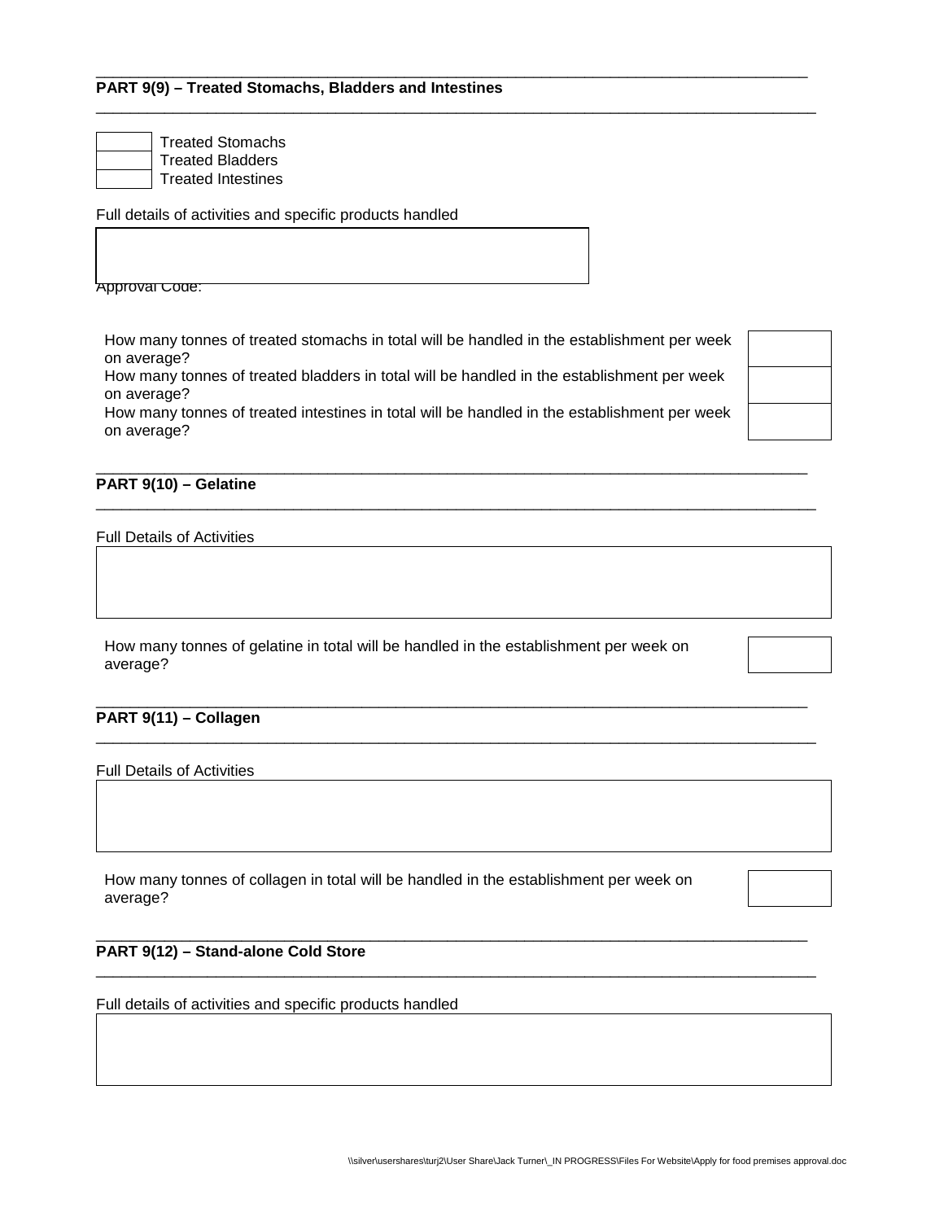## PART 9(9) – Treated Stomachs, Bladders and Intestines

| | |
|---|---|
| | Treated Stomachs |
| | Treated Bladders |
| | Treated Intestines |

Full details of activities and specific products handled

Approval Code:

| | |
|---|---|
| How many tonnes of treated stomachs in total will be handled in the establishment per week on average? | |
| How many tonnes of treated bladders in total will be handled in the establishment per week on average? | |
| How many tonnes of treated intestines in total will be handled in the establishment per week on average? | |

## PART 9(10) – Gelatine

Full Details of Activities

How many tonnes of gelatine in total will be handled in the establishment per week on average?

## PART 9(11) – Collagen

Full Details of Activities

How many tonnes of collagen in total will be handled in the establishment per week on average?

## PART 9(12) – Stand-alone Cold Store

Full details of activities and specific products handled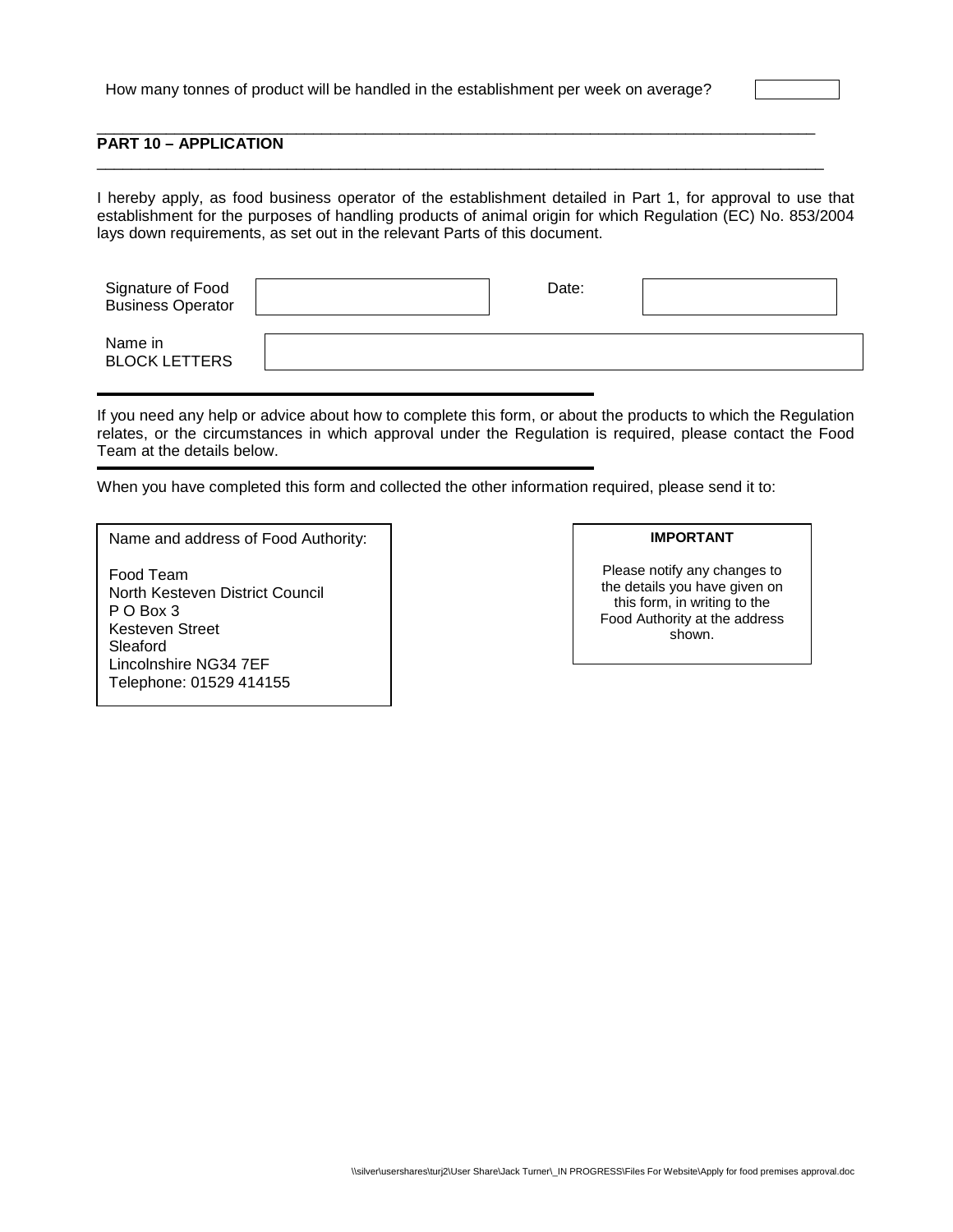How many tonnes of product will be handled in the establishment per week on average?

## PART 10 – APPLICATION

I hereby apply, as food business operator of the establishment detailed in Part 1, for approval to use that establishment for the purposes of handling products of animal origin for which Regulation (EC) No. 853/2004 lays down requirements, as set out in the relevant Parts of this document.

| | | | |
|---|---|---|---|
| Signature of Food Business Operator | | Date: | |
| Name in BLOCK LETTERS | | | |

If you need any help or advice about how to complete this form, or about the products to which the Regulation relates, or the circumstances in which approval under the Regulation is required, please contact the Food Team at the details below.

When you have completed this form and collected the other information required, please send it to:

Name and address of Food Authority:

Food Team
North Kesteven District Council
P O Box 3
Kesteven Street
Sleaford
Lincolnshire NG34 7EF
Telephone: 01529 414155

**IMPORTANT**

Please notify any changes to the details you have given on this form, in writing to the Food Authority at the address shown.

\\silver\usershares\turj2\User Share\Jack Turner\_IN PROGRESS\Files For Website\Apply for food premises approval.doc